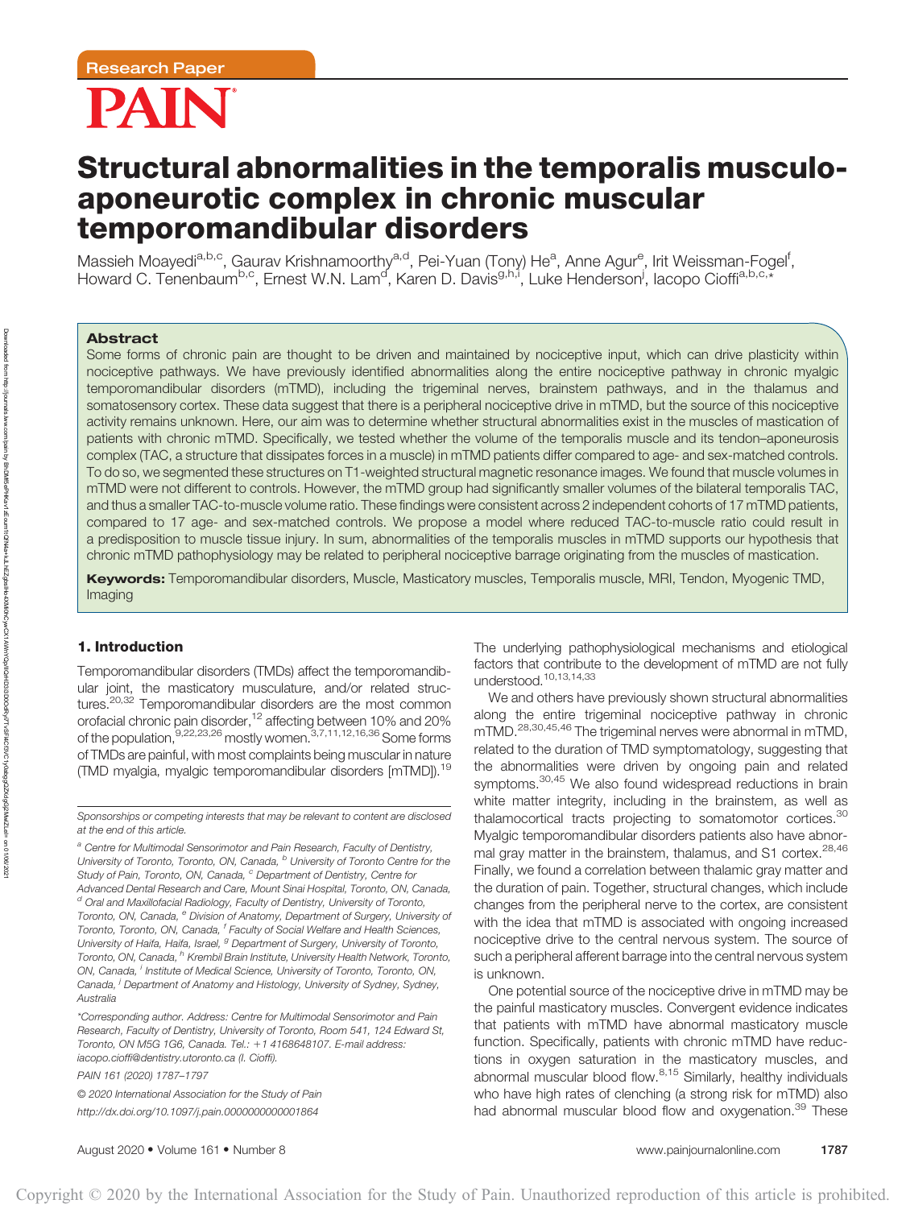Research Paper

# Structural abnormalities in the temporalis musculo-aponeurotic complex in chronic muscular temporomandibular disorders

Massieh Moayedi[a,b,c], Gaurav Krishnamoorthy[a,d], Pei-Yuan (Tony) He[a], Anne Agur[e], Irit Weissman-Fogel[f], Howard C. Tenenbaum[b,c], Ernest W.N. Lam[d], Karen D. Davis[g,h,i], Luke Henderson[j], Iacopo Cioffi[a,b,c,*]

## Abstract

Some forms of chronic pain are thought to be driven and maintained by nociceptive input, which can drive plasticity within nociceptive pathways. We have previously identified abnormalities along the entire nociceptive pathway in chronic myalgic temporomandibular disorders (mTMD), including the trigeminal nerves, brainstem pathways, and in the thalamus and somatosensory cortex. These data suggest that there is a peripheral nociceptive drive in mTMD, but the source of this nociceptive activity remains unknown. Here, our aim was to determine whether structural abnormalities exist in the muscles of mastication of patients with chronic mTMD. Specifically, we tested whether the volume of the temporalis muscle and its tendon–aponeurosis complex (TAC, a structure that dissipates forces in a muscle) in mTMD patients differ compared to age- and sex-matched controls. To do so, we segmented these structures on T1-weighted structural magnetic resonance images. We found that muscle volumes in mTMD were not different to controls. However, the mTMD group had significantly smaller volumes of the bilateral temporalis TAC, and thus a smaller TAC-to-muscle volume ratio. These findings were consistent across 2 independent cohorts of 17 mTMD patients, compared to 17 age- and sex-matched controls. We propose a model where reduced TAC-to-muscle ratio could result in a predisposition to muscle tissue injury. In sum, abnormalities of the temporalis muscles in mTMD supports our hypothesis that chronic mTMD pathophysiology may be related to peripheral nociceptive barrage originating from the muscles of mastication.

**Keywords:** Temporomandibular disorders, Muscle, Masticatory muscles, Temporalis muscle, MRI, Tendon, Myogenic TMD, Imaging

## 1. Introduction

Temporomandibular disorders (TMDs) affect the temporomandibular joint, the masticatory musculature, and/or related structures.[20,32] Temporomandibular disorders are the most common orofacial chronic pain disorder,[12] affecting between 10% and 20% of the population,[9,22,23,26] mostly women.[3,7,11,12,16,36] Some forms of TMDs are painful, with most complaints being muscular in nature (TMD myalgia, myalgic temporomandibular disorders [mTMD]).[19] The underlying pathophysiological mechanisms and etiological factors that contribute to the development of mTMD are not fully understood.[10,13,14,33]

We and others have previously shown structural abnormalities along the entire trigeminal nociceptive pathway in chronic mTMD.[28,30,45,46] The trigeminal nerves were abnormal in mTMD, related to the duration of TMD symptomatology, suggesting that the abnormalities were driven by ongoing pain and related symptoms.[30,45] We also found widespread reductions in brain white matter integrity, including in the brainstem, as well as thalamocortical tracts projecting to somatomotor cortices.[30] Myalgic temporomandibular disorders patients also have abnormal gray matter in the brainstem, thalamus, and S1 cortex.[28,46] Finally, we found a correlation between thalamic gray matter and the duration of pain. Together, structural changes, which include changes from the peripheral nerve to the cortex, are consistent with the idea that mTMD is associated with ongoing increased nociceptive drive to the central nervous system. The source of such a peripheral afferent barrage into the central nervous system is unknown.

One potential source of the nociceptive drive in mTMD may be the painful masticatory muscles. Convergent evidence indicates that patients with mTMD have abnormal masticatory muscle function. Specifically, patients with chronic mTMD have reductions in oxygen saturation in the masticatory muscles, and abnormal muscular blood flow.[8,15] Similarly, healthy individuals who have high rates of clenching (a strong risk for mTMD) also had abnormal muscular blood flow and oxygenation.[39] These

Sponsorships or competing interests that may be relevant to content are disclosed at the end of this article.

[a] Centre for Multimodal Sensorimotor and Pain Research, Faculty of Dentistry, University of Toronto, Toronto, ON, Canada, [b] University of Toronto Centre for the Study of Pain, Toronto, ON, Canada, [c] Department of Dentistry, Centre for Advanced Dental Research and Care, Mount Sinai Hospital, Toronto, ON, Canada, [d] Oral and Maxillofacial Radiology, Faculty of Dentistry, University of Toronto, Toronto, ON, Canada, [e] Division of Anatomy, Department of Surgery, University of Toronto, Toronto, ON, Canada, [f] Faculty of Social Welfare and Health Sciences, University of Haifa, Haifa, Israel, [g] Department of Surgery, University of Toronto, Toronto, ON, Canada, [h] Krembil Brain Institute, University Health Network, Toronto, ON, Canada, [i] Institute of Medical Science, University of Toronto, Toronto, ON, Canada, [j] Department of Anatomy and Histology, University of Sydney, Sydney, Australia

*Corresponding author. Address: Centre for Multimodal Sensorimotor and Pain Research, Faculty of Dentistry, University of Toronto, Room 541, 124 Edward St, Toronto, ON M5G 1G6, Canada. Tel.: +1 4168648107. E-mail address: iacopo.cioffi@dentistry.utoronto.ca (I. Cioffi).

PAIN 161 (2020) 1787–1797

© 2020 International Association for the Study of Pain

http://dx.doi.org/10.1097/j.pain.0000000000001864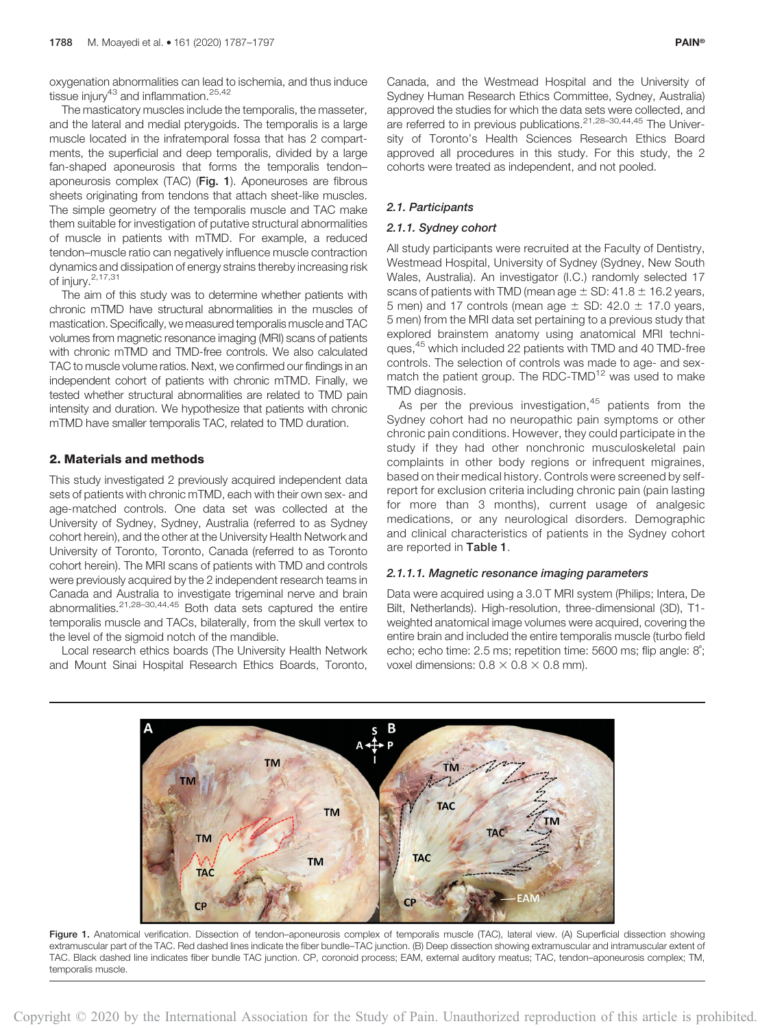oxygenation abnormalities can lead to ischemia, and thus induce tissue injury[43] and inflammation.[25,42]

The masticatory muscles include the temporalis, the masseter, and the lateral and medial pterygoids. The temporalis is a large muscle located in the infratemporal fossa that has 2 compartments, the superficial and deep temporalis, divided by a large fan-shaped aponeurosis that forms the temporalis tendon–aponeurosis complex (TAC) (**Fig. 1**). Aponeuroses are fibrous sheets originating from tendons that attach sheet-like muscles. The simple geometry of the temporalis muscle and TAC make them suitable for investigation of putative structural abnormalities of muscle in patients with mTMD. For example, a reduced tendon–muscle ratio can negatively influence muscle contraction dynamics and dissipation of energy strains thereby increasing risk of injury.[2,17,31]

The aim of this study was to determine whether patients with chronic mTMD have structural abnormalities in the muscles of mastication. Specifically, we measured temporalis muscle and TAC volumes from magnetic resonance imaging (MRI) scans of patients with chronic mTMD and TMD-free controls. We also calculated TAC to muscle volume ratios. Next, we confirmed our findings in an independent cohort of patients with chronic mTMD. Finally, we tested whether structural abnormalities are related to TMD pain intensity and duration. We hypothesize that patients with chronic mTMD have smaller temporalis TAC, related to TMD duration.

## 2. Materials and methods

This study investigated 2 previously acquired independent data sets of patients with chronic mTMD, each with their own sex- and age-matched controls. One data set was collected at the University of Sydney, Sydney, Australia (referred to as Sydney cohort herein), and the other at the University Health Network and University of Toronto, Toronto, Canada (referred to as Toronto cohort herein). The MRI scans of patients with TMD and controls were previously acquired by the 2 independent research teams in Canada and Australia to investigate trigeminal nerve and brain abnormalities.[21,28–30,44,45] Both data sets captured the entire temporalis muscle and TACs, bilaterally, from the skull vertex to the level of the sigmoid notch of the mandible.

Local research ethics boards (The University Health Network and Mount Sinai Hospital Research Ethics Boards, Toronto, Canada, and the Westmead Hospital and the University of Sydney Human Research Ethics Committee, Sydney, Australia) approved the studies for which the data sets were collected, and are referred to in previous publications.[21,28–30,44,45] The University of Toronto's Health Sciences Research Ethics Board approved all procedures in this study. For this study, the 2 cohorts were treated as independent, and not pooled.

### 2.1. Participants

#### 2.1.1. Sydney cohort

All study participants were recruited at the Faculty of Dentistry, Westmead Hospital, University of Sydney (Sydney, New South Wales, Australia). An investigator (I.C.) randomly selected 17 scans of patients with TMD (mean age ± SD: 41.8 ± 16.2 years, 5 men) and 17 controls (mean age ± SD: 42.0 ± 17.0 years, 5 men) from the MRI data set pertaining to a previous study that explored brainstem anatomy using anatomical MRI techniques,[45] which included 22 patients with TMD and 40 TMD-free controls. The selection of controls was made to age- and sex-match the patient group. The RDC-TMD[12] was used to make TMD diagnosis.

As per the previous investigation,[45] patients from the Sydney cohort had no neuropathic pain symptoms or other chronic pain conditions. However, they could participate in the study if they had other nonchronic musculoskeletal pain complaints in other body regions or infrequent migraines, based on their medical history. Controls were screened by self-report for exclusion criteria including chronic pain (pain lasting for more than 3 months), current usage of analgesic medications, or any neurological disorders. Demographic and clinical characteristics of patients in the Sydney cohort are reported in **Table 1**.

##### 2.1.1.1. Magnetic resonance imaging parameters

Data were acquired using a 3.0 T MRI system (Philips; Intera, De Bilt, Netherlands). High-resolution, three-dimensional (3D), T1-weighted anatomical image volumes were acquired, covering the entire brain and included the entire temporalis muscle (turbo field echo; echo time: 2.5 ms; repetition time: 5600 ms; flip angle: 8°; voxel dimensions: 0.8 × 0.8 × 0.8 mm).

**Figure 1.** Anatomical verification. Dissection of tendon–aponeurosis complex of temporalis muscle (TAC), lateral view. (A) Superficial dissection showing extramuscular part of the TAC. Red dashed lines indicate the fiber bundle–TAC junction. (B) Deep dissection showing extramuscular and intramuscular extent of TAC. Black dashed line indicates fiber bundle TAC junction. CP, coronoid process; EAM, external auditory meatus; TAC, tendon–aponeurosis complex; TM, temporalis muscle.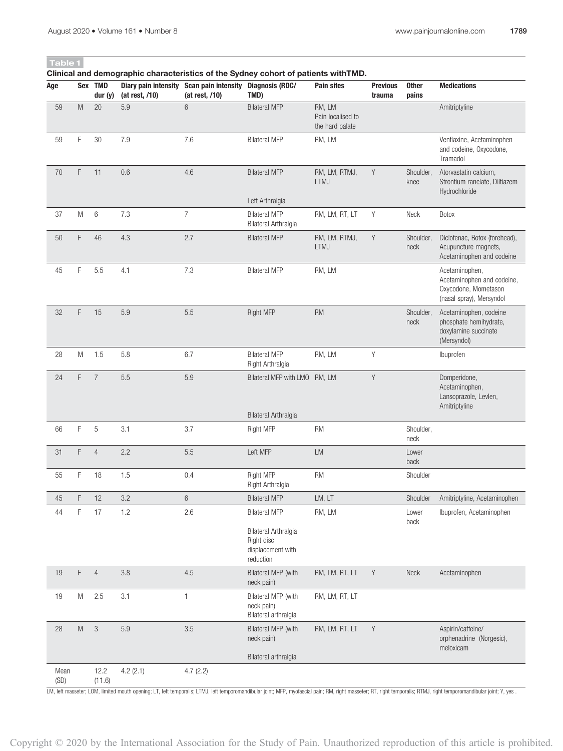**Table 1**

**Clinical and demographic characteristics of the Sydney cohort of patients withTMD.**

| Age | Sex | TMD dur (y) | Diary pain intensity (at rest, /10) | Scan pain intensity (at rest, /10) | Diagnosis (RDC/ TMD) | Pain sites | Previous trauma | Other pains | Medications |
|---|---|---|---|---|---|---|---|---|---|
| 59 | M | 20 | 5.9 | 6 | Bilateral MFP | RM, LM Pain localised to the hard palate | | | Amitriptyline |
| 59 | F | 30 | 7.9 | 7.6 | Bilateral MFP | RM, LM | | | Venflaxine, Acetaminophen and codeine, Oxycodone, Tramadol |
| 70 | F | 11 | 0.6 | 4.6 | Bilateral MFP Left Arthralgia | RM, LM, RTMJ, LTMJ | Y | Shoulder, knee | Atorvastatin calcium, Strontium ranelate, Diltiazem Hydrochloride |
| 37 | M | 6 | 7.3 | 7 | Bilateral MFP Bilateral Arthralgia | RM, LM, RT, LT | Y | Neck | Botox |
| 50 | F | 46 | 4.3 | 2.7 | Bilateral MFP | RM, LM, RTMJ, LTMJ | Y | Shoulder, neck | Diclofenac, Botox (forehead), Acupuncture magnets, Acetaminophen and codeine |
| 45 | F | 5.5 | 4.1 | 7.3 | Bilateral MFP | RM, LM | | | Acetaminophen, Acetaminophen and codeine, Oxycodone, Mometason (nasal spray), Mersyndol |
| 32 | F | 15 | 5.9 | 5.5 | Right MFP | RM | | Shoulder, neck | Acetaminophen, codeine phosphate hemihydrate, doxylamine succinate (Mersyndol) |
| 28 | M | 1.5 | 5.8 | 6.7 | Bilateral MFP Right Arthralgia | RM, LM | Y | | Ibuprofen |
| 24 | F | 7 | 5.5 | 5.9 | Bilateral MFP with LMO Bilateral Arthralgia | RM, LM | Y | | Domperidone, Acetaminophen, Lansoprazole, Levlen, Amitriptyline |
| 66 | F | 5 | 3.1 | 3.7 | Right MFP | RM | | Shoulder, neck | |
| 31 | F | 4 | 2.2 | 5.5 | Left MFP | LM | | Lower back | |
| 55 | F | 18 | 1.5 | 0.4 | Right MFP Right Arthralgia | RM | | Shoulder | |
| 45 | F | 12 | 3.2 | 6 | Bilateral MFP | LM, LT | | Shoulder | Amitriptyline, Acetaminophen |
| 44 | F | 17 | 1.2 | 2.6 | Bilateral MFP Bilateral Arthralgia Right disc displacement with reduction | RM, LM | | Lower back | Ibuprofen, Acetaminophen |
| 19 | F | 4 | 3.8 | 4.5 | Bilateral MFP (with neck pain) | RM, LM, RT, LT | Y | Neck | Acetaminophen |
| 19 | M | 2.5 | 3.1 | 1 | Bilateral MFP (with neck pain) Bilateral arthralgia | RM, LM, RT, LT | | | |
| 28 | M | 3 | 5.9 | 3.5 | Bilateral MFP (with neck pain) Bilateral arthralgia | RM, LM, RT, LT | Y | | Aspirin/caffeine/ orphenadrine (Norgesic), meloxicam |
| Mean (SD) | | 12.2 (11.6) | 4.2 (2.1) | 4.7 (2.2) | | | | | |

LM, left masseter; LOM, limited mouth opening; LT, left temporalis; LTMJ, left temporomandibular joint; MFP, myofascial pain; RM, right masseter; RT, right temporalis; RTMJ, right temporomandibular joint; Y, yes .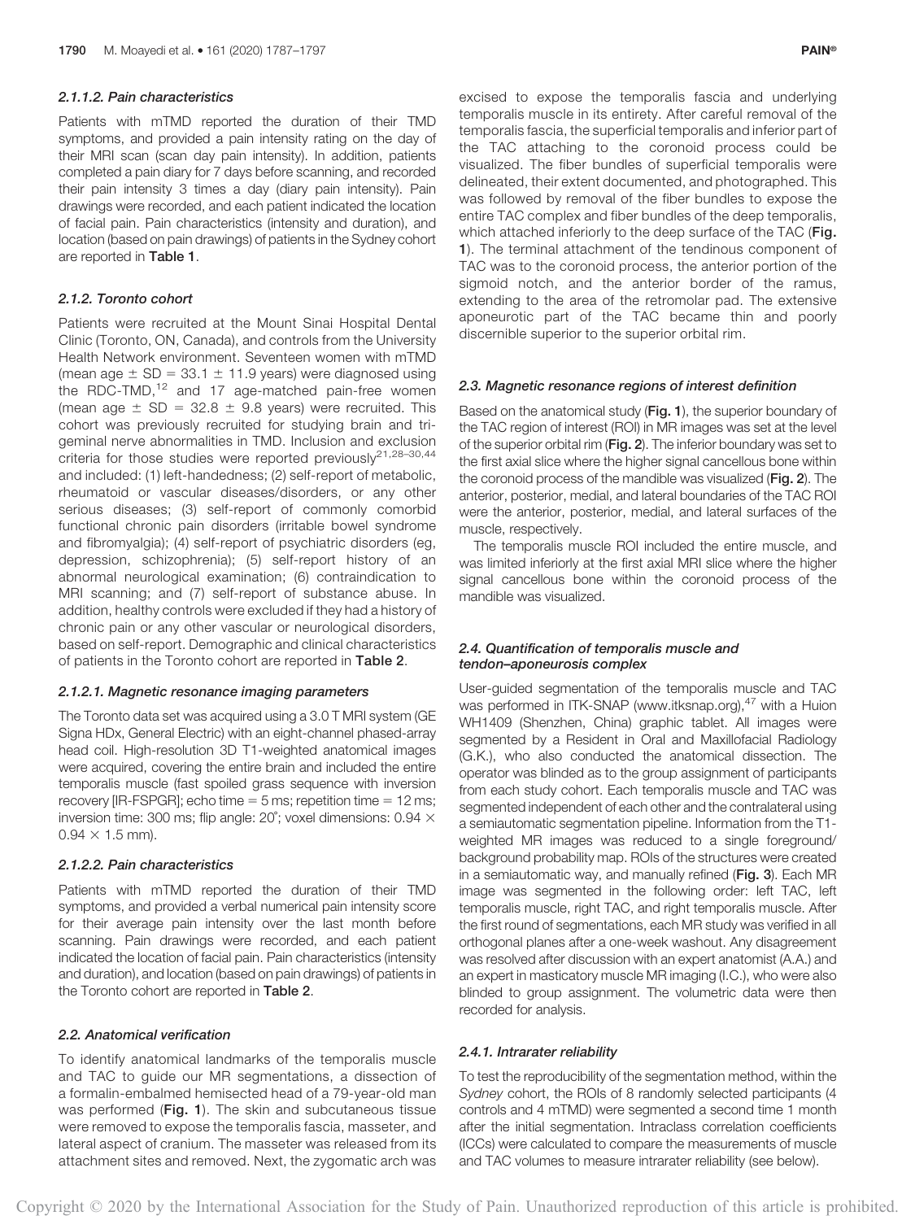#### 2.1.1.2. Pain characteristics

Patients with mTMD reported the duration of their TMD symptoms, and provided a pain intensity rating on the day of their MRI scan (scan day pain intensity). In addition, patients completed a pain diary for 7 days before scanning, and recorded their pain intensity 3 times a day (diary pain intensity). Pain drawings were recorded, and each patient indicated the location of facial pain. Pain characteristics (intensity and duration), and location (based on pain drawings) of patients in the Sydney cohort are reported in **Table 1**.

### 2.1.2. Toronto cohort

Patients were recruited at the Mount Sinai Hospital Dental Clinic (Toronto, ON, Canada), and controls from the University Health Network environment. Seventeen women with mTMD (mean age ± SD = 33.1 ± 11.9 years) were diagnosed using the RDC-TMD,[12] and 17 age-matched pain-free women (mean age ± SD = 32.8 ± 9.8 years) were recruited. This cohort was previously recruited for studying brain and trigeminal nerve abnormalities in TMD. Inclusion and exclusion criteria for those studies were reported previously[21,28–30,44] and included: (1) left-handedness; (2) self-report of metabolic, rheumatoid or vascular diseases/disorders, or any other serious diseases; (3) self-report of commonly comorbid functional chronic pain disorders (irritable bowel syndrome and fibromyalgia); (4) self-report of psychiatric disorders (eg, depression, schizophrenia); (5) self-report history of an abnormal neurological examination; (6) contraindication to MRI scanning; and (7) self-report of substance abuse. In addition, healthy controls were excluded if they had a history of chronic pain or any other vascular or neurological disorders, based on self-report. Demographic and clinical characteristics of patients in the Toronto cohort are reported in **Table 2**.

#### 2.1.2.1. Magnetic resonance imaging parameters

The Toronto data set was acquired using a 3.0 T MRI system (GE Signa HDx, General Electric) with an eight-channel phased-array head coil. High-resolution 3D T1-weighted anatomical images were acquired, covering the entire brain and included the entire temporalis muscle (fast spoiled grass sequence with inversion recovery [IR-FSPGR]; echo time = 5 ms; repetition time = 12 ms; inversion time: 300 ms; flip angle: 20°; voxel dimensions: 0.94 × 0.94 × 1.5 mm).

#### 2.1.2.2. Pain characteristics

Patients with mTMD reported the duration of their TMD symptoms, and provided a verbal numerical pain intensity score for their average pain intensity over the last month before scanning. Pain drawings were recorded, and each patient indicated the location of facial pain. Pain characteristics (intensity and duration), and location (based on pain drawings) of patients in the Toronto cohort are reported in **Table 2**.

### 2.2. Anatomical verification

To identify anatomical landmarks of the temporalis muscle and TAC to guide our MR segmentations, a dissection of a formalin-embalmed hemisected head of a 79-year-old man was performed (**Fig. 1**). The skin and subcutaneous tissue were removed to expose the temporalis fascia, masseter, and lateral aspect of cranium. The masseter was released from its attachment sites and removed. Next, the zygomatic arch was excised to expose the temporalis fascia and underlying temporalis muscle in its entirety. After careful removal of the temporalis fascia, the superficial temporalis and inferior part of the TAC attaching to the coronoid process could be visualized. The fiber bundles of superficial temporalis were delineated, their extent documented, and photographed. This was followed by removal of the fiber bundles to expose the entire TAC complex and fiber bundles of the deep temporalis, which attached inferiorly to the deep surface of the TAC (**Fig. 1**). The terminal attachment of the tendinous component of TAC was to the coronoid process, the anterior portion of the sigmoid notch, and the anterior border of the ramus, extending to the area of the retromolar pad. The extensive aponeurotic part of the TAC became thin and poorly discernible superior to the superior orbital rim.

### 2.3. Magnetic resonance regions of interest definition

Based on the anatomical study (**Fig. 1**), the superior boundary of the TAC region of interest (ROI) in MR images was set at the level of the superior orbital rim (**Fig. 2**). The inferior boundary was set to the first axial slice where the higher signal cancellous bone within the coronoid process of the mandible was visualized (**Fig. 2**). The anterior, posterior, medial, and lateral boundaries of the TAC ROI were the anterior, posterior, medial, and lateral surfaces of the muscle, respectively.

The temporalis muscle ROI included the entire muscle, and was limited inferiorly at the first axial MRI slice where the higher signal cancellous bone within the coronoid process of the mandible was visualized.

### 2.4. Quantification of temporalis muscle and tendon–aponeurosis complex

User-guided segmentation of the temporalis muscle and TAC was performed in ITK-SNAP (www.itksnap.org),[47] with a Huion WH1409 (Shenzhen, China) graphic tablet. All images were segmented by a Resident in Oral and Maxillofacial Radiology (G.K.), who also conducted the anatomical dissection. The operator was blinded as to the group assignment of participants from each study cohort. Each temporalis muscle and TAC was segmented independent of each other and the contralateral using a semiautomatic segmentation pipeline. Information from the T1-weighted MR images was reduced to a single foreground/background probability map. ROIs of the structures were created in a semiautomatic way, and manually refined (**Fig. 3**). Each MR image was segmented in the following order: left TAC, left temporalis muscle, right TAC, and right temporalis muscle. After the first round of segmentations, each MR study was verified in all orthogonal planes after a one-week washout. Any disagreement was resolved after discussion with an expert anatomist (A.A.) and an expert in masticatory muscle MR imaging (I.C.), who were also blinded to group assignment. The volumetric data were then recorded for analysis.

#### 2.4.1. Intrarater reliability

To test the reproducibility of the segmentation method, within the *Sydney* cohort, the ROIs of 8 randomly selected participants (4 controls and 4 mTMD) were segmented a second time 1 month after the initial segmentation. Intraclass correlation coefficients (ICCs) were calculated to compare the measurements of muscle and TAC volumes to measure intrarater reliability (see below).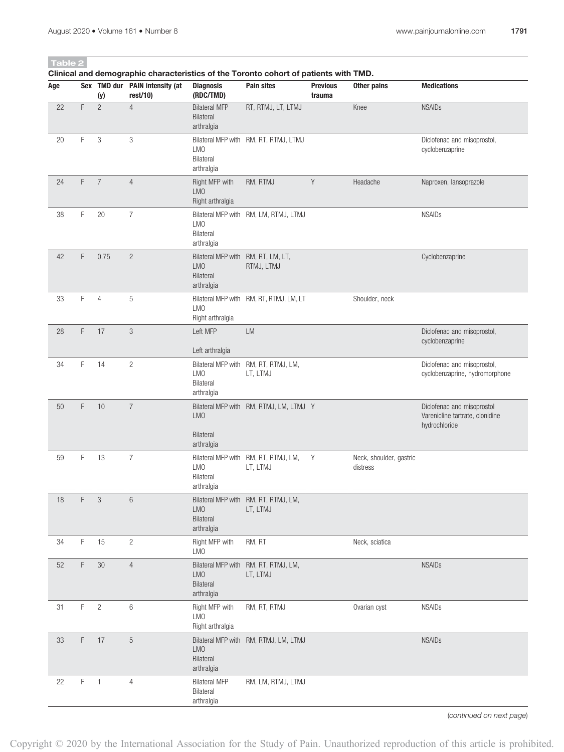**Table 2**

**Clinical and demographic characteristics of the Toronto cohort of patients with TMD.**

| Age | Sex | TMD dur (y) | PAIN intensity (at rest/10) | Diagnosis (RDC/TMD) | Pain sites | Previous trauma | Other pains | Medications |
|---|---|---|---|---|---|---|---|---|
| 22 | F | 2 | 4 | Bilateral MFP Bilateral arthralgia | RT, RTMJ, LT, LTMJ | | Knee | NSAIDs |
| 20 | F | 3 | 3 | Bilateral MFP with LMO Bilateral arthralgia | RM, RT, RTMJ, LTMJ | | | Diclofenac and misoprostol, cyclobenzaprine |
| 24 | F | 7 | 4 | Right MFP with LMO Right arthralgia | RM, RTMJ | Y | Headache | Naproxen, lansoprazole |
| 38 | F | 20 | 7 | Bilateral MFP with LMO Bilateral arthralgia | RM, LM, RTMJ, LTMJ | | | NSAIDs |
| 42 | F | 0.75 | 2 | Bilateral MFP with LMO Bilateral arthralgia | RM, RT, LM, LT, RTMJ, LTMJ | | | Cyclobenzaprine |
| 33 | F | 4 | 5 | Bilateral MFP with LMO Right arthralgia | RM, RT, RTMJ, LM, LT | | Shoulder, neck | |
| 28 | F | 17 | 3 | Left MFP Left arthralgia | LM | | | Diclofenac and misoprostol, cyclobenzaprine |
| 34 | F | 14 | 2 | Bilateral MFP with LMO Bilateral arthralgia | RM, RT, RTMJ, LM, LT, LTMJ | | | Diclofenac and misoprostol, cyclobenzaprine, hydromorphone |
| 50 | F | 10 | 7 | Bilateral MFP with LMO Bilateral arthralgia | RM, RTMJ, LM, LTMJ | Y | | Diclofenac and misoprostol Varenicline tartrate, clonidine hydrochloride |
| 59 | F | 13 | 7 | Bilateral MFP with LMO Bilateral arthralgia | RM, RT, RTMJ, LM, LT, LTMJ | Y | Neck, shoulder, gastric distress | |
| 18 | F | 3 | 6 | Bilateral MFP with LMO Bilateral arthralgia | RM, RT, RTMJ, LM, LT, LTMJ | | | |
| 34 | F | 15 | 2 | Right MFP with LMO | RM, RT | | Neck, sciatica | |
| 52 | F | 30 | 4 | Bilateral MFP with LMO Bilateral arthralgia | RM, RT, RTMJ, LM, LT, LTMJ | | | NSAIDs |
| 31 | F | 2 | 6 | Right MFP with LMO Right arthralgia | RM, RT, RTMJ | | Ovarian cyst | NSAIDs |
| 33 | F | 17 | 5 | Bilateral MFP with LMO Bilateral arthralgia | RM, RTMJ, LM, LTMJ | | | NSAIDs |
| 22 | F | 1 | 4 | Bilateral MFP Bilateral arthralgia | RM, LM, RTMJ, LTMJ | | | |

(*continued on next page*)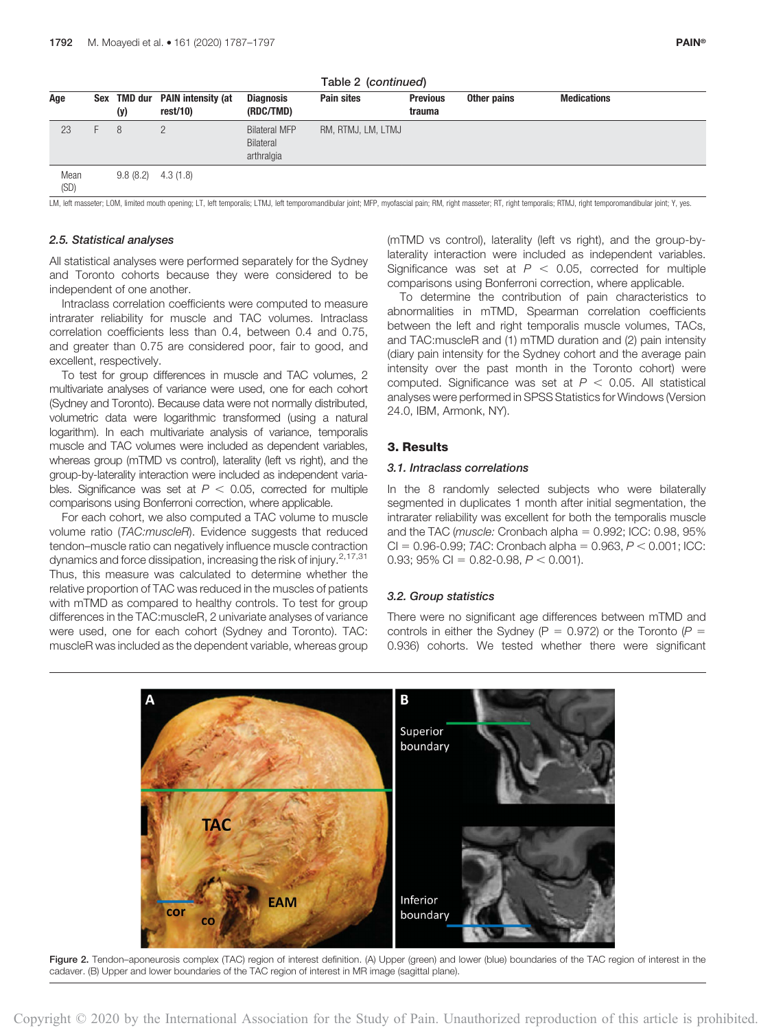Table 2 (*continued*)

| Age | Sex | TMD dur (y) | PAIN intensity (at rest/10) | Diagnosis (RDC/TMD) | Pain sites | Previous trauma | Other pains | Medications |
|---|---|---|---|---|---|---|---|---|
| 23 | F | 8 | 2 | Bilateral MFP Bilateral arthralgia | RM, RTMJ, LM, LTMJ | | | |
| Mean (SD) | | 9.8 (8.2) | 4.3 (1.8) | | | | | |

LM, left masseter; LOM, limited mouth opening; LT, left temporalis; LTMJ, left temporomandibular joint; MFP, myofascial pain; RM, right masseter; RT, right temporalis; RTMJ, right temporomandibular joint; Y, yes.

### 2.5. Statistical analyses

All statistical analyses were performed separately for the Sydney and Toronto cohorts because they were considered to be independent of one another.

Intraclass correlation coefficients were computed to measure intrarater reliability for muscle and TAC volumes. Intraclass correlation coefficients less than 0.4, between 0.4 and 0.75, and greater than 0.75 are considered poor, fair to good, and excellent, respectively.

To test for group differences in muscle and TAC volumes, 2 multivariate analyses of variance were used, one for each cohort (Sydney and Toronto). Because data were not normally distributed, volumetric data were logarithmic transformed (using a natural logarithm). In each multivariate analysis of variance, temporalis muscle and TAC volumes were included as dependent variables, whereas group (mTMD vs control), laterality (left vs right), and the group-by-laterality interaction were included as independent variables. Significance was set at $P < 0.05$, corrected for multiple comparisons using Bonferroni correction, where applicable.

For each cohort, we also computed a TAC volume to muscle volume ratio (*TAC:muscleR*). Evidence suggests that reduced tendon–muscle ratio can negatively influence muscle contraction dynamics and force dissipation, increasing the risk of injury.[2,17,31] Thus, this measure was calculated to determine whether the relative proportion of TAC was reduced in the muscles of patients with mTMD as compared to healthy controls. To test for group differences in the TAC:muscleR, 2 univariate analyses of variance were used, one for each cohort (Sydney and Toronto). TAC:muscleR was included as the dependent variable, whereas group (mTMD vs control), laterality (left vs right), and the group-by-laterality interaction were included as independent variables. Significance was set at $P < 0.05$, corrected for multiple comparisons using Bonferroni correction, where applicable.

To determine the contribution of pain characteristics to abnormalities in mTMD, Spearman correlation coefficients between the left and right temporalis muscle volumes, TACs, and TAC:muscleR and (1) mTMD duration and (2) pain intensity (diary pain intensity for the Sydney cohort and the average pain intensity over the past month in the Toronto cohort) were computed. Significance was set at $P < 0.05$. All statistical analyses were performed in SPSS Statistics for Windows (Version 24.0, IBM, Armonk, NY).

## 3. Results

### 3.1. Intraclass correlations

In the 8 randomly selected subjects who were bilaterally segmented in duplicates 1 month after initial segmentation, the intrarater reliability was excellent for both the temporalis muscle and the TAC (*muscle:* Cronbach alpha = 0.992; ICC: 0.98, 95% CI = 0.96-0.99; *TAC*: Cronbach alpha = 0.963, $P < 0.001$; ICC: 0.93; 95% CI = 0.82-0.98, $P < 0.001$).

### 3.2. Group statistics

There were no significant age differences between mTMD and controls in either the Sydney ($P = 0.972$) or the Toronto ($P = 0.936$) cohorts. We tested whether there were significant

Figure 2. Tendon–aponeurosis complex (TAC) region of interest definition. (A) Upper (green) and lower (blue) boundaries of the TAC region of interest in the cadaver. (B) Upper and lower boundaries of the TAC region of interest in MR image (sagittal plane).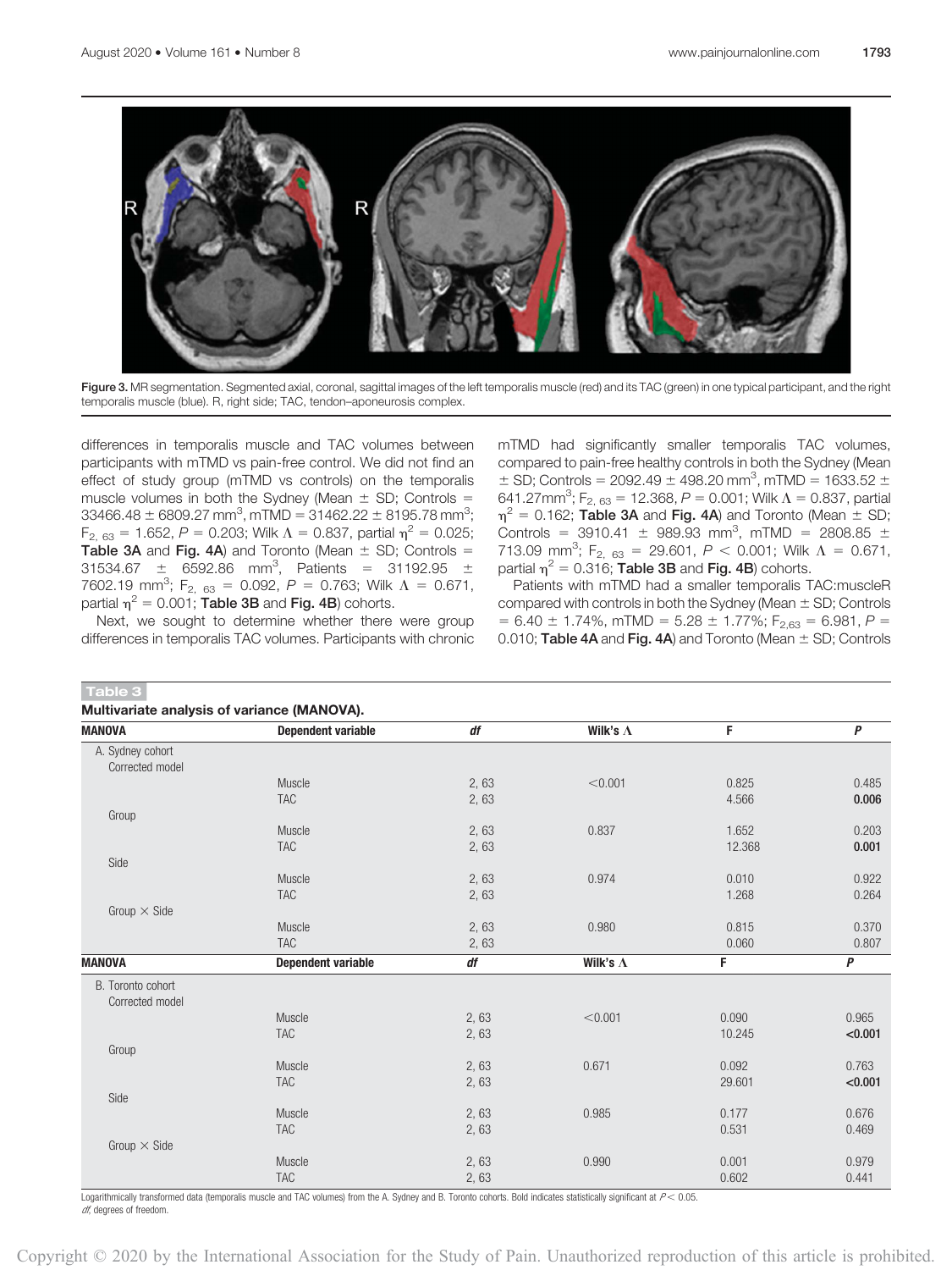Figure 3. MR segmentation. Segmented axial, coronal, sagittal images of the left temporalis muscle (red) and its TAC (green) in one typical participant, and the right temporalis muscle (blue). R, right side; TAC, tendon–aponeurosis complex.

differences in temporalis muscle and TAC volumes between participants with mTMD vs pain-free control. We did not find an effect of study group (mTMD vs controls) on the temporalis muscle volumes in both the Sydney (Mean ± SD; Controls = 33466.48 ± 6809.27 mm$^3$, mTMD = 31462.22 ± 8195.78 mm$^3$; $F_{2, 63}$ = 1.652, $P$ = 0.203; Wilk Λ = 0.837, partial $\eta^2$ = 0.025; **Table 3A** and **Fig. 4A**) and Toronto (Mean ± SD; Controls = 31534.67 ± 6592.86 mm$^3$, Patients = 31192.95 ± 7602.19 mm$^3$; $F_{2, 63}$ = 0.092, $P$ = 0.763; Wilk Λ = 0.671, partial $\eta^2$ = 0.001; **Table 3B** and **Fig. 4B**) cohorts.

Next, we sought to determine whether there were group differences in temporalis TAC volumes. Participants with chronic mTMD had significantly smaller temporalis TAC volumes, compared to pain-free healthy controls in both the Sydney (Mean ± SD; Controls = 2092.49 ± 498.20 mm$^3$, mTMD = 1633.52 ± 641.27mm$^3$; $F_{2, 63}$ = 12.368, $P$ = 0.001; Wilk Λ = 0.837, partial $\eta^2$ = 0.162; **Table 3A** and **Fig. 4A**) and Toronto (Mean ± SD; Controls = 3910.41 ± 989.93 mm$^3$, mTMD = 2808.85 ± 713.09 mm$^3$; $F_{2, 63}$ = 29.601, $P$ < 0.001; Wilk Λ = 0.671, partial $\eta^2$ = 0.316; **Table 3B** and **Fig. 4B**) cohorts.

Patients with mTMD had a smaller temporalis TAC:muscleR compared with controls in both the Sydney (Mean ± SD; Controls = 6.40 ± 1.74%, mTMD = 5.28 ± 1.77%; $F_{2,63}$ = 6.981, $P$ = 0.010; **Table 4A** and **Fig. 4A**) and Toronto (Mean ± SD; Controls

**Table 3**

**Multivariate analysis of variance (MANOVA).**

| MANOVA | Dependent variable | *df* | Wilk's Λ | F | *P* |
|---|---|---|---|---|---|
| A. Sydney cohort | | | | | |
| Corrected model | | | | | |
| | Muscle | 2, 63 | <0.001 | 0.825 | 0.485 |
| | TAC | 2, 63 | | 4.566 | **0.006** |
| Group | | | | | |
| | Muscle | 2, 63 | 0.837 | 1.652 | 0.203 |
| | TAC | 2, 63 | | 12.368 | **0.001** |
| Side | | | | | |
| | Muscle | 2, 63 | 0.974 | 0.010 | 0.922 |
| | TAC | 2, 63 | | 1.268 | 0.264 |
| Group × Side | | | | | |
| | Muscle | 2, 63 | 0.980 | 0.815 | 0.370 |
| | TAC | 2, 63 | | 0.060 | 0.807 |
| **MANOVA** | **Dependent variable** | ***df*** | **Wilk's Λ** | **F** | ***P*** |
| B. Toronto cohort | | | | | |
| Corrected model | | | | | |
| | Muscle | 2, 63 | <0.001 | 0.090 | 0.965 |
| | TAC | 2, 63 | | 10.245 | **<0.001** |
| Group | | | | | |
| | Muscle | 2, 63 | 0.671 | 0.092 | 0.763 |
| | TAC | 2, 63 | | 29.601 | **<0.001** |
| Side | | | | | |
| | Muscle | 2, 63 | 0.985 | 0.177 | 0.676 |
| | TAC | 2, 63 | | 0.531 | 0.469 |
| Group × Side | | | | | |
| | Muscle | 2, 63 | 0.990 | 0.001 | 0.979 |
| | TAC | 2, 63 | | 0.602 | 0.441 |

Logarithmically transformed data (temporalis muscle and TAC volumes) from the A. Sydney and B. Toronto cohorts. Bold indicates statistically significant at $P$ < 0.05.
*df*, degrees of freedom.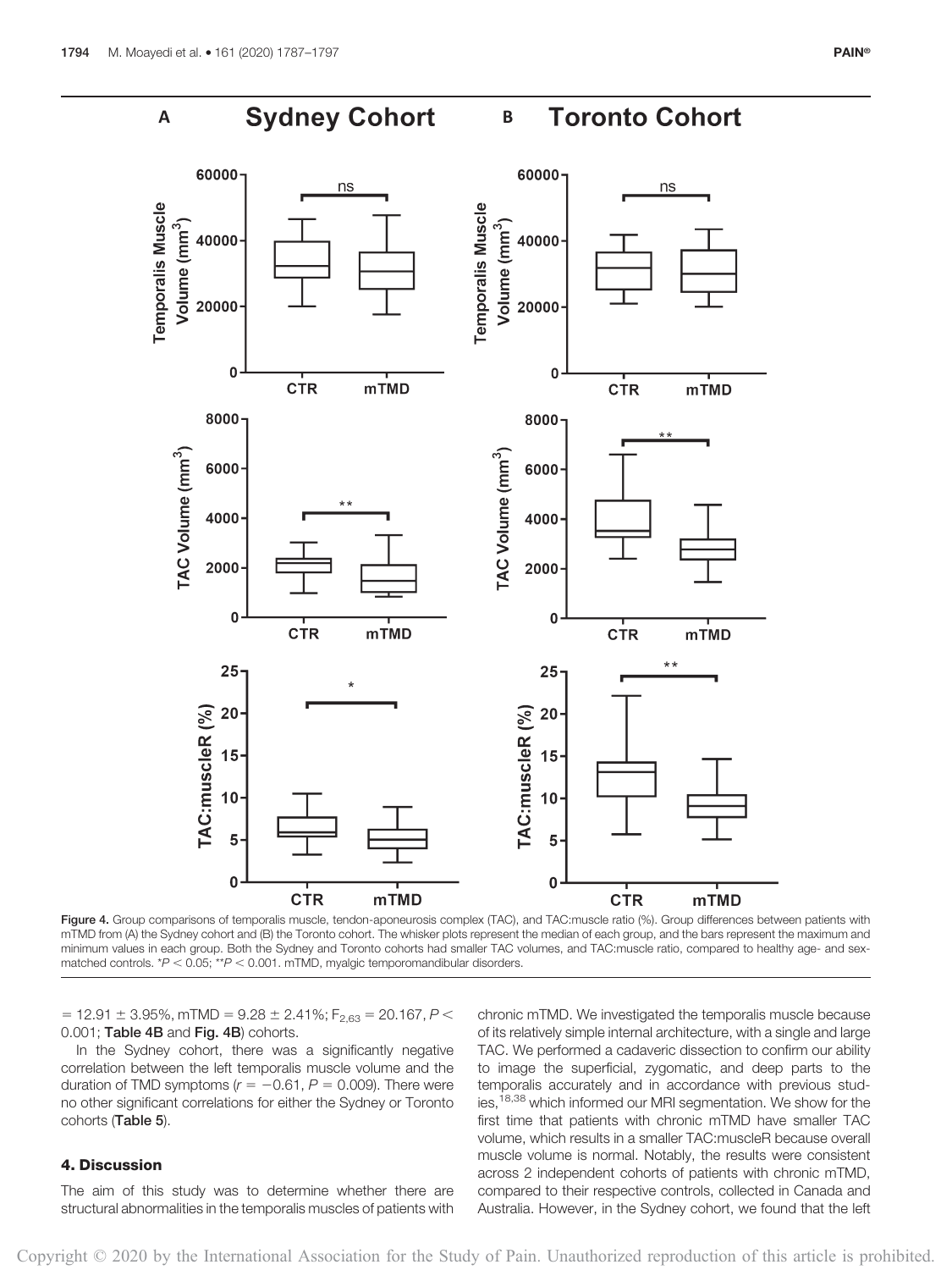Figure 4. Group comparisons of temporalis muscle, tendon-aponeurosis complex (TAC), and TAC:muscle ratio (%). Group differences between patients with mTMD from (A) the Sydney cohort and (B) the Toronto cohort. The whisker plots represent the median of each group, and the bars represent the maximum and minimum values in each group. Both the Sydney and Toronto cohorts had smaller TAC volumes, and TAC:muscle ratio, compared to healthy age- and sex-matched controls. $*P < 0.05$; $**P < 0.001$. mTMD, myalgic temporomandibular disorders.

= 12.91 ± 3.95%, mTMD = 9.28 ± 2.41%; $F_{2,63} = 20.167$, $P < 0.001$; **Table 4B** and **Fig. 4B**) cohorts.

In the Sydney cohort, there was a significantly negative correlation between the left temporalis muscle volume and the duration of TMD symptoms ($r = -0.61$, $P = 0.009$). There were no other significant correlations for either the Sydney or Toronto cohorts (**Table 5**).

## 4. Discussion

The aim of this study was to determine whether there are structural abnormalities in the temporalis muscles of patients with chronic mTMD. We investigated the temporalis muscle because of its relatively simple internal architecture, with a single and large TAC. We performed a cadaveric dissection to confirm our ability to image the superficial, zygomatic, and deep parts to the temporalis accurately and in accordance with previous studies,[18,38] which informed our MRI segmentation. We show for the first time that patients with chronic mTMD have smaller TAC volume, which results in a smaller TAC:muscleR because overall muscle volume is normal. Notably, the results were consistent across 2 independent cohorts of patients with chronic mTMD, compared to their respective controls, collected in Canada and Australia. However, in the Sydney cohort, we found that the left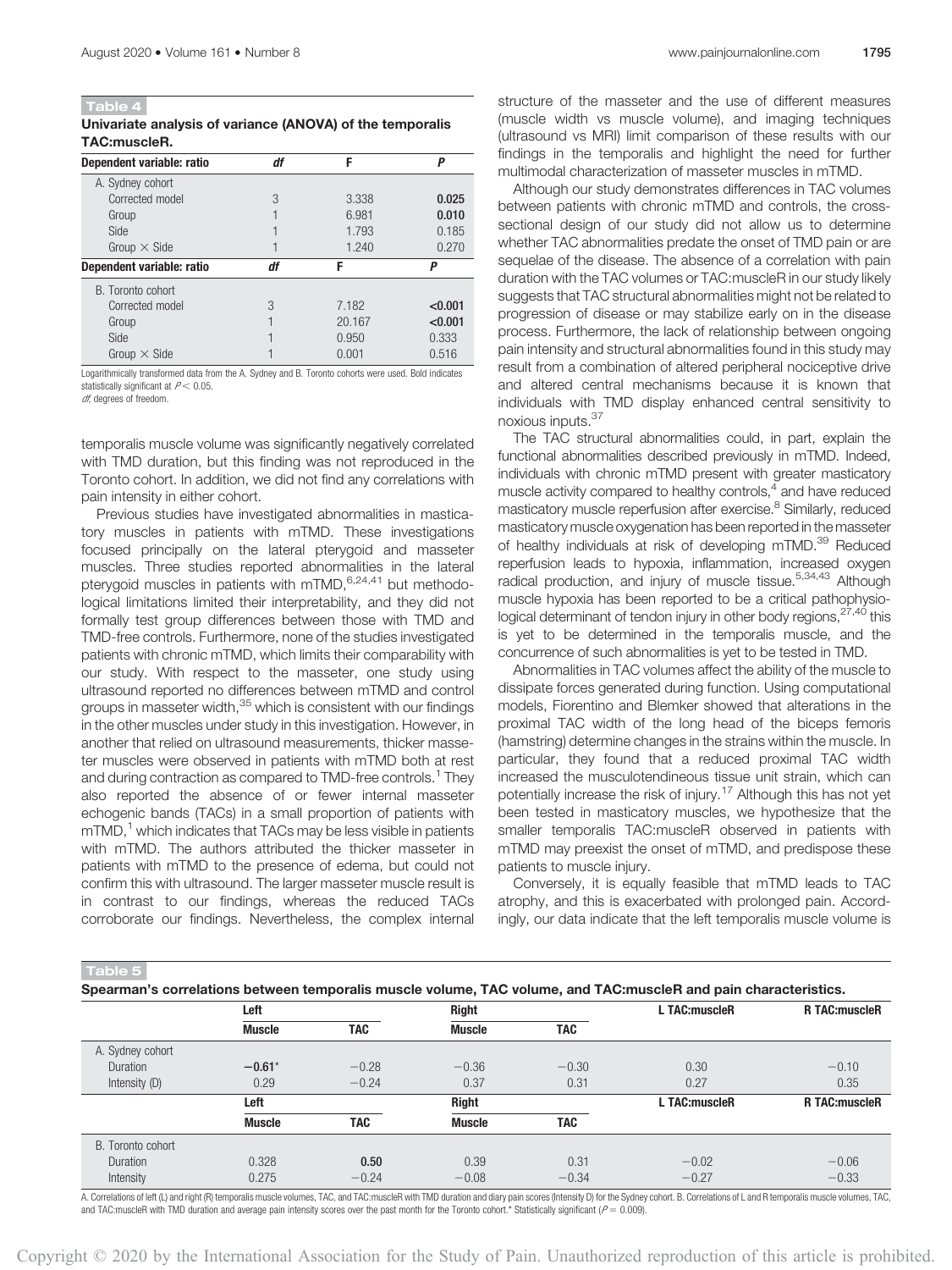**Table 4**

**Univariate analysis of variance (ANOVA) of the temporalis TAC:muscleR.**

| Dependent variable: ratio | df | F | P |
|---|---|---|---|
| A. Sydney cohort | | | |
| Corrected model | 3 | 3.338 | **0.025** |
| Group | 1 | 6.981 | **0.010** |
| Side | 1 | 1.793 | 0.185 |
| Group × Side | 1 | 1.240 | 0.270 |
| **Dependent variable: ratio** | **df** | **F** | **P** |
| B. Toronto cohort | | | |
| Corrected model | 3 | 7.182 | **<0.001** |
| Group | 1 | 20.167 | **<0.001** |
| Side | 1 | 0.950 | 0.333 |
| Group × Side | 1 | 0.001 | 0.516 |

Logarithmically transformed data from the A. Sydney and B. Toronto cohorts were used. Bold indicates statistically significant at $P < 0.05$.

*df*, degrees of freedom.

temporalis muscle volume was significantly negatively correlated with TMD duration, but this finding was not reproduced in the Toronto cohort. In addition, we did not find any correlations with pain intensity in either cohort.

Previous studies have investigated abnormalities in masticatory muscles in patients with mTMD. These investigations focused principally on the lateral pterygoid and masseter muscles. Three studies reported abnormalities in the lateral pterygoid muscles in patients with mTMD,[6,24,41] but methodological limitations limited their interpretability, and they did not formally test group differences between those with TMD and TMD-free controls. Furthermore, none of the studies investigated patients with chronic mTMD, which limits their comparability with our study. With respect to the masseter, one study using ultrasound reported no differences between mTMD and control groups in masseter width,[35] which is consistent with our findings in the other muscles under study in this investigation. However, in another that relied on ultrasound measurements, thicker masseter muscles were observed in patients with mTMD both at rest and during contraction as compared to TMD-free controls.[1] They also reported the absence of or fewer internal masseter echogenic bands (TACs) in a small proportion of patients with mTMD,[1] which indicates that TACs may be less visible in patients with mTMD. The authors attributed the thicker masseter in patients with mTMD to the presence of edema, but could not confirm this with ultrasound. The larger masseter muscle result is in contrast to our findings, whereas the reduced TACs corroborate our findings. Nevertheless, the complex internal structure of the masseter and the use of different measures (muscle width vs muscle volume), and imaging techniques (ultrasound vs MRI) limit comparison of these results with our findings in the temporalis and highlight the need for further multimodal characterization of masseter muscles in mTMD.

Although our study demonstrates differences in TAC volumes between patients with chronic mTMD and controls, the cross-sectional design of our study did not allow us to determine whether TAC abnormalities predate the onset of TMD pain or are sequelae of the disease. The absence of a correlation with pain duration with the TAC volumes or TAC:muscleR in our study likely suggests that TAC structural abnormalities might not be related to progression of disease or may stabilize early on in the disease process. Furthermore, the lack of relationship between ongoing pain intensity and structural abnormalities found in this study may result from a combination of altered peripheral nociceptive drive and altered central mechanisms because it is known that individuals with TMD display enhanced central sensitivity to noxious inputs.[37]

The TAC structural abnormalities could, in part, explain the functional abnormalities described previously in mTMD. Indeed, individuals with chronic mTMD present with greater masticatory muscle activity compared to healthy controls,[4] and have reduced masticatory muscle reperfusion after exercise.[8] Similarly, reduced masticatory muscle oxygenation has been reported in the masseter of healthy individuals at risk of developing mTMD.[39] Reduced reperfusion leads to hypoxia, inflammation, increased oxygen radical production, and injury of muscle tissue.[5,34,43] Although muscle hypoxia has been reported to be a critical pathophysiological determinant of tendon injury in other body regions,[27,40] this is yet to be determined in the temporalis muscle, and the concurrence of such abnormalities is yet to be tested in TMD.

Abnormalities in TAC volumes affect the ability of the muscle to dissipate forces generated during function. Using computational models, Fiorentino and Blemker showed that alterations in the proximal TAC width of the long head of the biceps femoris (hamstring) determine changes in the strains within the muscle. In particular, they found that a reduced proximal TAC width increased the musculotendineous tissue unit strain, which can potentially increase the risk of injury.[17] Although this has not yet been tested in masticatory muscles, we hypothesize that the smaller temporalis TAC:muscleR observed in patients with mTMD may preexist the onset of mTMD, and predispose these patients to muscle injury.

Conversely, it is equally feasible that mTMD leads to TAC atrophy, and this is exacerbated with prolonged pain. Accordingly, our data indicate that the left temporalis muscle volume is

**Table 5**

**Spearman's correlations between temporalis muscle volume, TAC volume, and TAC:muscleR and pain characteristics.**

| | Left | | Right | | L TAC:muscleR | R TAC:muscleR |
|---|---|---|---|---|---|---|
| | **Muscle** | **TAC** | **Muscle** | **TAC** | | |
| A. Sydney cohort | | | | | | |
| Duration | **−0.61*** | −0.28 | −0.36 | −0.30 | 0.30 | −0.10 |
| Intensity (D) | 0.29 | −0.24 | 0.37 | 0.31 | 0.27 | 0.35 |
| | **Left** | | **Right** | | **L TAC:muscleR** | **R TAC:muscleR** |
| | **Muscle** | **TAC** | **Muscle** | **TAC** | | |
| B. Toronto cohort | | | | | | |
| Duration | 0.328 | **0.50** | 0.39 | 0.31 | −0.02 | −0.06 |
| Intensity | 0.275 | −0.24 | −0.08 | −0.34 | −0.27 | −0.33 |

A. Correlations of left (L) and right (R) temporalis muscle volumes, TAC, and TAC:muscleR with TMD duration and diary pain scores (Intensity D) for the Sydney cohort. B. Correlations of L and R temporalis muscle volumes, TAC, and TAC:muscleR with TMD duration and average pain intensity scores over the past month for the Toronto cohort.* Statistically significant ($P = 0.009$).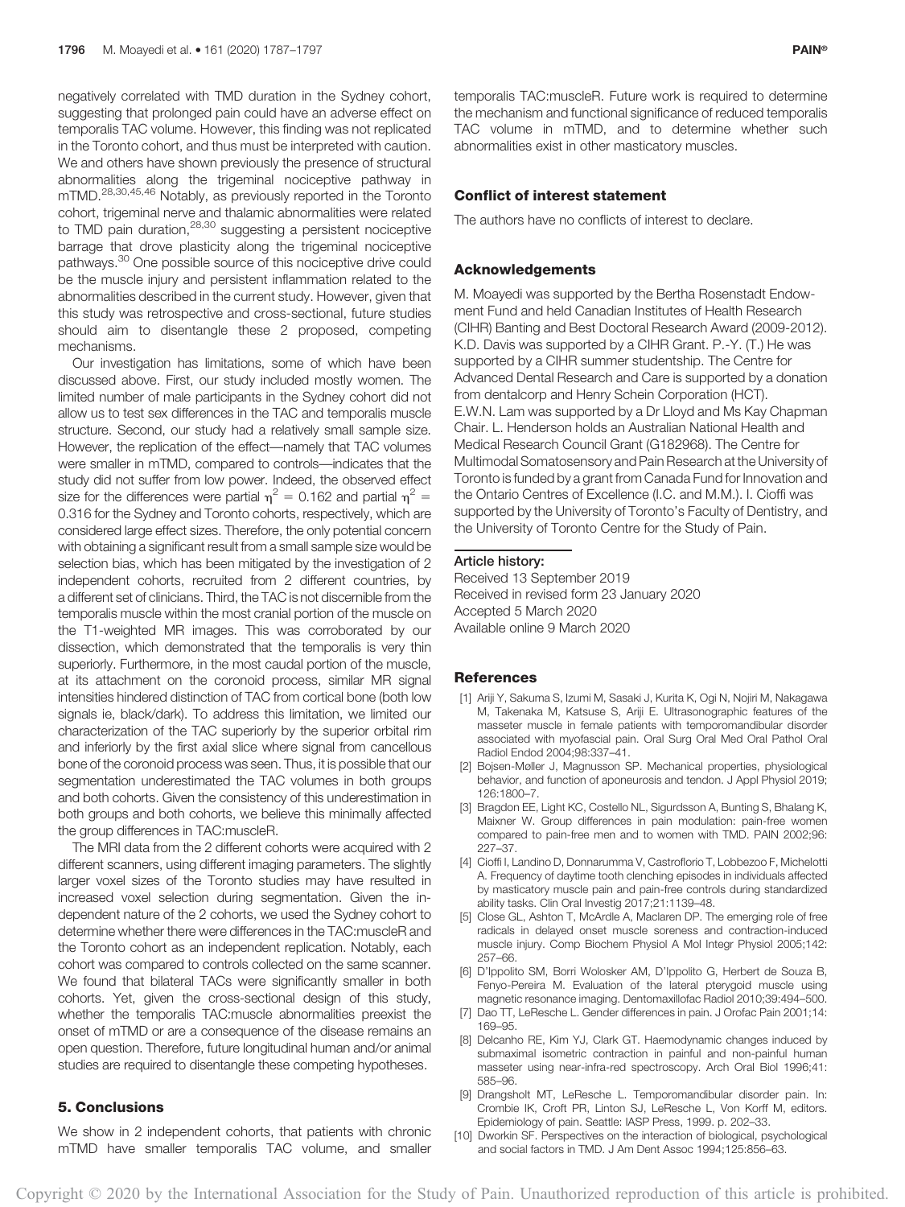negatively correlated with TMD duration in the Sydney cohort, suggesting that prolonged pain could have an adverse effect on temporalis TAC volume. However, this finding was not replicated in the Toronto cohort, and thus must be interpreted with caution. We and others have shown previously the presence of structural abnormalities along the trigeminal nociceptive pathway in mTMD.[28,30,45,46] Notably, as previously reported in the Toronto cohort, trigeminal nerve and thalamic abnormalities were related to TMD pain duration,[28,30] suggesting a persistent nociceptive barrage that drove plasticity along the trigeminal nociceptive pathways.[30] One possible source of this nociceptive drive could be the muscle injury and persistent inflammation related to the abnormalities described in the current study. However, given that this study was retrospective and cross-sectional, future studies should aim to disentangle these 2 proposed, competing mechanisms.

Our investigation has limitations, some of which have been discussed above. First, our study included mostly women. The limited number of male participants in the Sydney cohort did not allow us to test sex differences in the TAC and temporalis muscle structure. Second, our study had a relatively small sample size. However, the replication of the effect—namely that TAC volumes were smaller in mTMD, compared to controls—indicates that the study did not suffer from low power. Indeed, the observed effect size for the differences were partial $\eta^2 = 0.162$ and partial $\eta^2 = 0.316$ for the Sydney and Toronto cohorts, respectively, which are considered large effect sizes. Therefore, the only potential concern with obtaining a significant result from a small sample size would be selection bias, which has been mitigated by the investigation of 2 independent cohorts, recruited from 2 different countries, by a different set of clinicians. Third, the TAC is not discernible from the temporalis muscle within the most cranial portion of the muscle on the T1-weighted MR images. This was corroborated by our dissection, which demonstrated that the temporalis is very thin superiorly. Furthermore, in the most caudal portion of the muscle, at its attachment on the coronoid process, similar MR signal intensities hindered distinction of TAC from cortical bone (both low signals ie, black/dark). To address this limitation, we limited our characterization of the TAC superiorly by the superior orbital rim and inferiorly by the first axial slice where signal from cancellous bone of the coronoid process was seen. Thus, it is possible that our segmentation underestimated the TAC volumes in both groups and both cohorts. Given the consistency of this underestimation in both groups and both cohorts, we believe this minimally affected the group differences in TAC:muscleR.

The MRI data from the 2 different cohorts were acquired with 2 different scanners, using different imaging parameters. The slightly larger voxel sizes of the Toronto studies may have resulted in increased voxel selection during segmentation. Given the independent nature of the 2 cohorts, we used the Sydney cohort to determine whether there were differences in the TAC:muscleR and the Toronto cohort as an independent replication. Notably, each cohort was compared to controls collected on the same scanner. We found that bilateral TACs were significantly smaller in both cohorts. Yet, given the cross-sectional design of this study, whether the temporalis TAC:muscle abnormalities preexist the onset of mTMD or are a consequence of the disease remains an open question. Therefore, future longitudinal human and/or animal studies are required to disentangle these competing hypotheses.

## 5. Conclusions

We show in 2 independent cohorts, that patients with chronic mTMD have smaller temporalis TAC volume, and smaller temporalis TAC:muscleR. Future work is required to determine the mechanism and functional significance of reduced temporalis TAC volume in mTMD, and to determine whether such abnormalities exist in other masticatory muscles.

## Conflict of interest statement

The authors have no conflicts of interest to declare.

## Acknowledgements

M. Moayedi was supported by the Bertha Rosenstadt Endowment Fund and held Canadian Institutes of Health Research (CIHR) Banting and Best Doctoral Research Award (2009-2012). K.D. Davis was supported by a CIHR Grant. P.-Y. (T.) He was supported by a CIHR summer studentship. The Centre for Advanced Dental Research and Care is supported by a donation from dentalcorp and Henry Schein Corporation (HCT). E.W.N. Lam was supported by a Dr Lloyd and Ms Kay Chapman Chair. L. Henderson holds an Australian National Health and Medical Research Council Grant (G182968). The Centre for Multimodal Somatosensory and Pain Research at the University of Toronto is funded by a grant from Canada Fund for Innovation and the Ontario Centres of Excellence (I.C. and M.M.). I. Cioffi was supported by the University of Toronto's Faculty of Dentistry, and the University of Toronto Centre for the Study of Pain.

### Article history:

Received 13 September 2019
Received in revised form 23 January 2020
Accepted 5 March 2020
Available online 9 March 2020

## References

[1] Ariji Y, Sakuma S, Izumi M, Sasaki J, Kurita K, Ogi N, Nojiri M, Nakagawa M, Takenaka M, Katsuse S, Ariji E. Ultrasonographic features of the masseter muscle in female patients with temporomandibular disorder associated with myofascial pain. Oral Surg Oral Med Oral Pathol Oral Radiol Endod 2004;98:337–41.

[2] Bojsen-Møller J, Magnusson SP. Mechanical properties, physiological behavior, and function of aponeurosis and tendon. J Appl Physiol 2019; 126:1800–7.

[3] Bragdon EE, Light KC, Costello NL, Sigurdsson A, Bunting S, Bhalang K, Maixner W. Group differences in pain modulation: pain-free women compared to pain-free men and to women with TMD. PAIN 2002;96: 227–37.

[4] Cioffi I, Landino D, Donnarumma V, Castroflorio T, Lobbezoo F, Michelotti A. Frequency of daytime tooth clenching episodes in individuals affected by masticatory muscle pain and pain-free controls during standardized ability tasks. Clin Oral Investig 2017;21:1139–48.

[5] Close GL, Ashton T, McArdle A, Maclaren DP. The emerging role of free radicals in delayed onset muscle soreness and contraction-induced muscle injury. Comp Biochem Physiol A Mol Integr Physiol 2005;142: 257–66.

[6] D'Ippolito SM, Borri Wolosker AM, D'Ippolito G, Herbert de Souza B, Fenyo-Pereira M. Evaluation of the lateral pterygoid muscle using magnetic resonance imaging. Dentomaxillofac Radiol 2010;39:494–500.

[7] Dao TT, LeResche L. Gender differences in pain. J Orofac Pain 2001;14: 169–95.

[8] Delcanho RE, Kim YJ, Clark GT. Haemodynamic changes induced by submaximal isometric contraction in painful and non-painful human masseter using near-infra-red spectroscopy. Arch Oral Biol 1996;41: 585–96.

[9] Drangsholt MT, LeResche L. Temporomandibular disorder pain. In: Crombie IK, Croft PR, Linton SJ, LeResche L, Von Korff M, editors. Epidemiology of pain. Seattle: IASP Press, 1999. p. 202–33.

[10] Dworkin SF. Perspectives on the interaction of biological, psychological and social factors in TMD. J Am Dent Assoc 1994;125:856–63.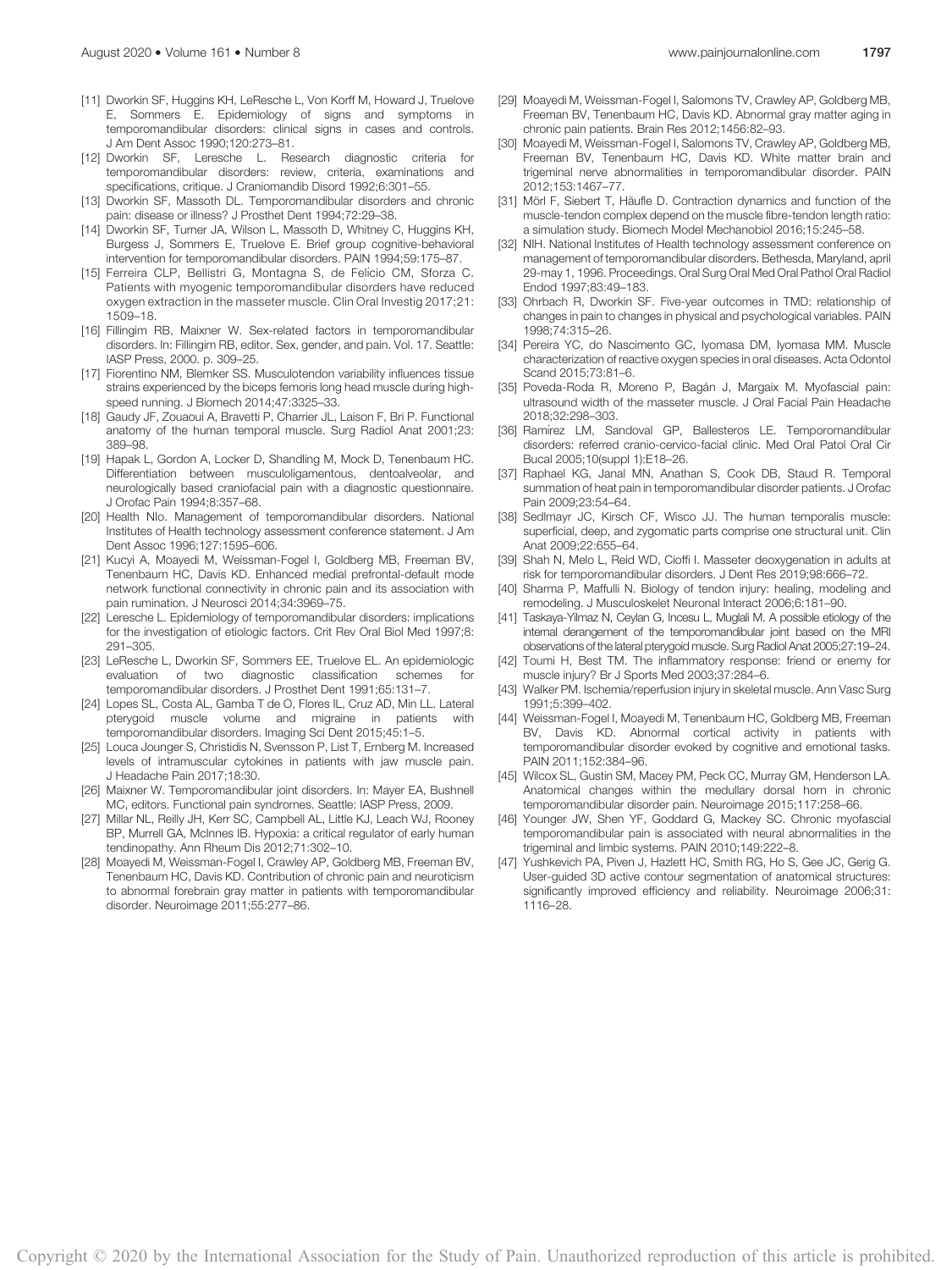[11] Dworkin SF, Huggins KH, LeResche L, Von Korff M, Howard J, Truelove E, Sommers E. Epidemiology of signs and symptoms in temporomandibular disorders: clinical signs in cases and controls. J Am Dent Assoc 1990;120:273–81.

[12] Dworkin SF, Leresche L. Research diagnostic criteria for temporomandibular disorders: review, criteria, examinations and specifications, critique. J Craniomandib Disord 1992;6:301–55.

[13] Dworkin SF, Massoth DL. Temporomandibular disorders and chronic pain: disease or illness? J Prosthet Dent 1994;72:29–38.

[14] Dworkin SF, Turner JA, Wilson L, Massoth D, Whitney C, Huggins KH, Burgess J, Sommers E, Truelove E. Brief group cognitive-behavioral intervention for temporomandibular disorders. PAIN 1994;59:175–87.

[15] Ferreira CLP, Bellistri G, Montagna S, de Felício CM, Sforza C. Patients with myogenic temporomandibular disorders have reduced oxygen extraction in the masseter muscle. Clin Oral Investig 2017;21: 1509–18.

[16] Fillingim RB, Maixner W. Sex-related factors in temporomandibular disorders. In: Fillingim RB, editor. Sex, gender, and pain. Vol. 17. Seattle: IASP Press, 2000. p. 309–25.

[17] Fiorentino NM, Blemker SS. Musculotendon variability influences tissue strains experienced by the biceps femoris long head muscle during high-speed running. J Biomech 2014;47:3325–33.

[18] Gaudy JF, Zouaoui A, Bravetti P, Charrier JL, Laison F, Bri P. Functional anatomy of the human temporal muscle. Surg Radiol Anat 2001;23: 389–98.

[19] Hapak L, Gordon A, Locker D, Shandling M, Mock D, Tenenbaum HC. Differentiation between musculoligamentous, dentoalveolar, and neurologically based craniofacial pain with a diagnostic questionnaire. J Orofac Pain 1994;8:357–68.

[20] Health NIo. Management of temporomandibular disorders. National Institutes of Health technology assessment conference statement. J Am Dent Assoc 1996;127:1595–606.

[21] Kucyi A, Moayedi M, Weissman-Fogel I, Goldberg MB, Freeman BV, Tenenbaum HC, Davis KD. Enhanced medial prefrontal-default mode network functional connectivity in chronic pain and its association with pain rumination. J Neurosci 2014;34:3969–75.

[22] Leresche L. Epidemiology of temporomandibular disorders: implications for the investigation of etiologic factors. Crit Rev Oral Biol Med 1997;8: 291–305.

[23] LeResche L, Dworkin SF, Sommers EE, Truelove EL. An epidemiologic evaluation of two diagnostic classification schemes for temporomandibular disorders. J Prosthet Dent 1991;65:131–7.

[24] Lopes SL, Costa AL, Gamba T de O, Flores IL, Cruz AD, Min LL. Lateral pterygoid muscle volume and migraine in patients with temporomandibular disorders. Imaging Sci Dent 2015;45:1–5.

[25] Louca Jounger S, Christidis N, Svensson P, List T, Ernberg M. Increased levels of intramuscular cytokines in patients with jaw muscle pain. J Headache Pain 2017;18:30.

[26] Maixner W. Temporomandibular joint disorders. In: Mayer EA, Bushnell MC, editors. Functional pain syndromes. Seattle: IASP Press, 2009.

[27] Millar NL, Reilly JH, Kerr SC, Campbell AL, Little KJ, Leach WJ, Rooney BP, Murrell GA, McInnes IB. Hypoxia: a critical regulator of early human tendinopathy. Ann Rheum Dis 2012;71:302–10.

[28] Moayedi M, Weissman-Fogel I, Crawley AP, Goldberg MB, Freeman BV, Tenenbaum HC, Davis KD. Contribution of chronic pain and neuroticism to abnormal forebrain gray matter in patients with temporomandibular disorder. Neuroimage 2011;55:277–86.

[29] Moayedi M, Weissman-Fogel I, Salomons TV, Crawley AP, Goldberg MB, Freeman BV, Tenenbaum HC, Davis KD. Abnormal gray matter aging in chronic pain patients. Brain Res 2012;1456:82–93.

[30] Moayedi M, Weissman-Fogel I, Salomons TV, Crawley AP, Goldberg MB, Freeman BV, Tenenbaum HC, Davis KD. White matter brain and trigeminal nerve abnormalities in temporomandibular disorder. PAIN 2012;153:1467–77.

[31] Mörl F, Siebert T, Häufle D. Contraction dynamics and function of the muscle-tendon complex depend on the muscle fibre-tendon length ratio: a simulation study. Biomech Model Mechanobiol 2016;15:245–58.

[32] NIH. National Institutes of Health technology assessment conference on management of temporomandibular disorders. Bethesda, Maryland, april 29-may 1, 1996. Proceedings. Oral Surg Oral Med Oral Pathol Oral Radiol Endod 1997;83:49–183.

[33] Ohrbach R, Dworkin SF. Five-year outcomes in TMD: relationship of changes in pain to changes in physical and psychological variables. PAIN 1998;74:315–26.

[34] Pereira YC, do Nascimento GC, Iyomasa DM, Iyomasa MM. Muscle characterization of reactive oxygen species in oral diseases. Acta Odontol Scand 2015;73:81–6.

[35] Poveda-Roda R, Moreno P, Bagán J, Margaix M. Myofascial pain: ultrasound width of the masseter muscle. J Oral Facial Pain Headache 2018;32:298–303.

[36] Ramírez LM, Sandoval GP, Ballesteros LE. Temporomandibular disorders: referred cranio-cervico-facial clinic. Med Oral Patol Oral Cir Bucal 2005;10(suppl 1):E18–26.

[37] Raphael KG, Janal MN, Anathan S, Cook DB, Staud R. Temporal summation of heat pain in temporomandibular disorder patients. J Orofac Pain 2009;23:54–64.

[38] Sedlmayr JC, Kirsch CF, Wisco JJ. The human temporalis muscle: superficial, deep, and zygomatic parts comprise one structural unit. Clin Anat 2009;22:655–64.

[39] Shah N, Melo L, Reid WD, Cioffi I. Masseter deoxygenation in adults at risk for temporomandibular disorders. J Dent Res 2019;98:666–72.

[40] Sharma P, Maffulli N. Biology of tendon injury: healing, modeling and remodeling. J Musculoskelet Neuronal Interact 2006;6:181–90.

[41] Taskaya-Yilmaz N, Ceylan G, Incesu L, Muglali M. A possible etiology of the internal derangement of the temporomandibular joint based on the MRI observations of the lateral pterygoid muscle. Surg Radiol Anat 2005;27:19–24.

[42] Toumi H, Best TM. The inflammatory response: friend or enemy for muscle injury? Br J Sports Med 2003;37:284–6.

[43] Walker PM. Ischemia/reperfusion injury in skeletal muscle. Ann Vasc Surg 1991;5:399–402.

[44] Weissman-Fogel I, Moayedi M, Tenenbaum HC, Goldberg MB, Freeman BV, Davis KD. Abnormal cortical activity in patients with temporomandibular disorder evoked by cognitive and emotional tasks. PAIN 2011;152:384–96.

[45] Wilcox SL, Gustin SM, Macey PM, Peck CC, Murray GM, Henderson LA. Anatomical changes within the medullary dorsal horn in chronic temporomandibular disorder pain. Neuroimage 2015;117:258–66.

[46] Younger JW, Shen YF, Goddard G, Mackey SC. Chronic myofascial temporomandibular pain is associated with neural abnormalities in the trigeminal and limbic systems. PAIN 2010;149:222–8.

[47] Yushkevich PA, Piven J, Hazlett HC, Smith RG, Ho S, Gee JC, Gerig G. User-guided 3D active contour segmentation of anatomical structures: significantly improved efficiency and reliability. Neuroimage 2006;31: 1116–28.